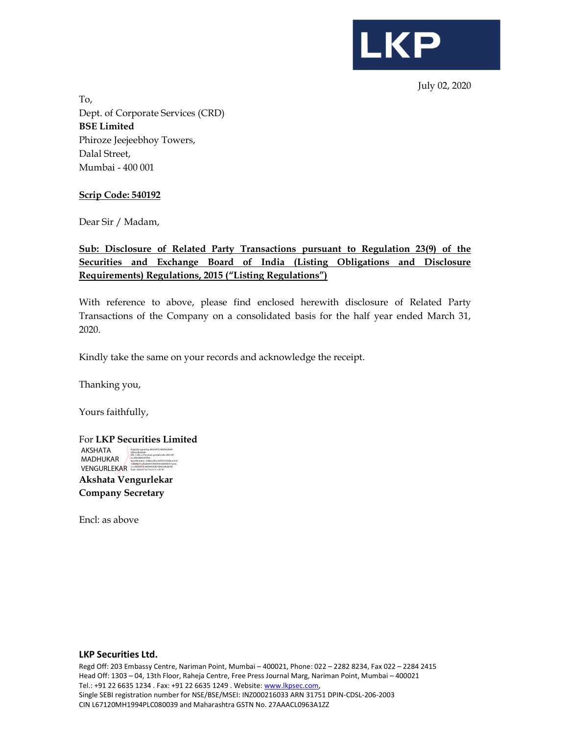LKP

July 02, 2020

To,
Dept. of Corporate Services (CRD)
**BSE Limited**
Phiroze Jeejeebhoy Towers,
Dalal Street,
Mumbai - 400 001

**Scrip Code: 540192**

Dear Sir / Madam,

**Sub: Disclosure of Related Party Transactions pursuant to Regulation 23(9) of the Securities and Exchange Board of India (Listing Obligations and Disclosure Requirements) Regulations, 2015 ("Listing Regulations")**

With reference to above, please find enclosed herewith disclosure of Related Party Transactions of the Company on a consolidated basis for the half year ended March 31, 2020.

Kindly take the same on your records and acknowledge the receipt.

Thanking you,

Yours faithfully,

For **LKP Securities Limited**

AKSHATA MADHUKAR VENGURLEKAR

**Akshata Vengurlekar**
**Company Secretary**

Encl: as above

**LKP Securities Ltd.**
Regd Off: 203 Embassy Centre, Nariman Point, Mumbai – 400021, Phone: 022 – 2282 8234, Fax 022 – 2284 2415
Head Off: 1303 – 04, 13th Floor, Raheja Centre, Free Press Journal Marg, Nariman Point, Mumbai – 400021
Tel.: +91 22 6635 1234 . Fax: +91 22 6635 1249 . Website: www.lkpsec.com,
Single SEBI registration number for NSE/BSE/MSEI: INZ000216033 ARN 31751 DPIN-CDSL-206-2003
CIN L67120MH1994PLC080039 and Maharashtra GSTN No. 27AAACL0963A1ZZ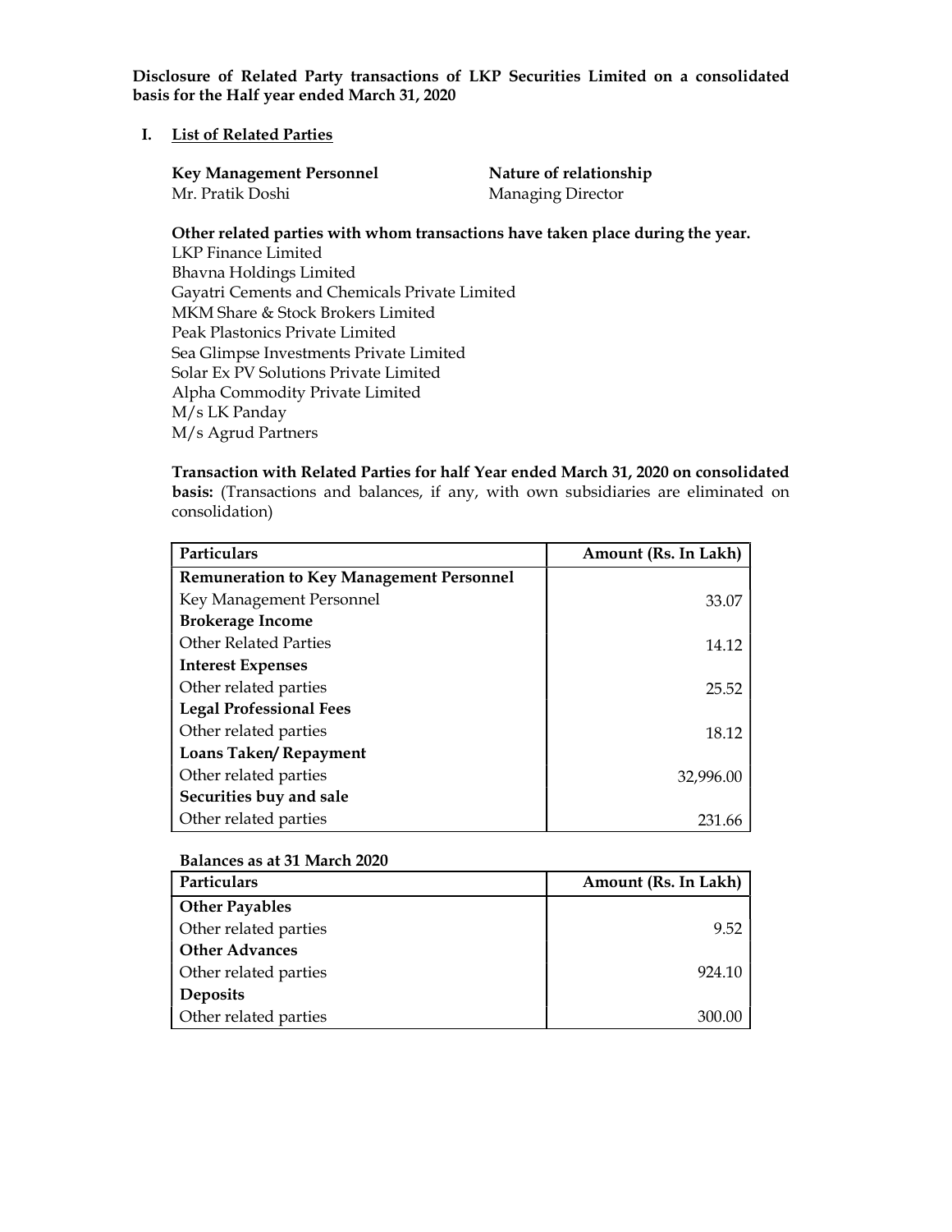**Disclosure of Related Party transactions of LKP Securities Limited on a consolidated basis for the Half year ended March 31, 2020**

**I. List of Related Parties**

| Key Management Personnel | Nature of relationship |
|---|---|
| Mr. Pratik Doshi | Managing Director |

**Other related parties with whom transactions have taken place during the year.**

LKP Finance Limited
Bhavna Holdings Limited
Gayatri Cements and Chemicals Private Limited
MKM Share & Stock Brokers Limited
Peak Plastonics Private Limited
Sea Glimpse Investments Private Limited
Solar Ex PV Solutions Private Limited
Alpha Commodity Private Limited
M/s LK Panday
M/s Agrud Partners

**Transaction with Related Parties for half Year ended March 31, 2020 on consolidated basis:** (Transactions and balances, if any, with own subsidiaries are eliminated on consolidation)

| Particulars | Amount (Rs. In Lakh) |
|---|---|
| **Remuneration to Key Management Personnel** | |
| Key Management Personnel | 33.07 |
| **Brokerage Income** | |
| Other Related Parties | 14.12 |
| **Interest Expenses** | |
| Other related parties | 25.52 |
| **Legal Professional Fees** | |
| Other related parties | 18.12 |
| **Loans Taken/ Repayment** | |
| Other related parties | 32,996.00 |
| **Securities buy and sale** | |
| Other related parties | 231.66 |

**Balances as at 31 March 2020**

| Particulars | Amount (Rs. In Lakh) |
|---|---|
| **Other Payables** | |
| Other related parties | 9.52 |
| **Other Advances** | |
| Other related parties | 924.10 |
| **Deposits** | |
| Other related parties | 300.00 |